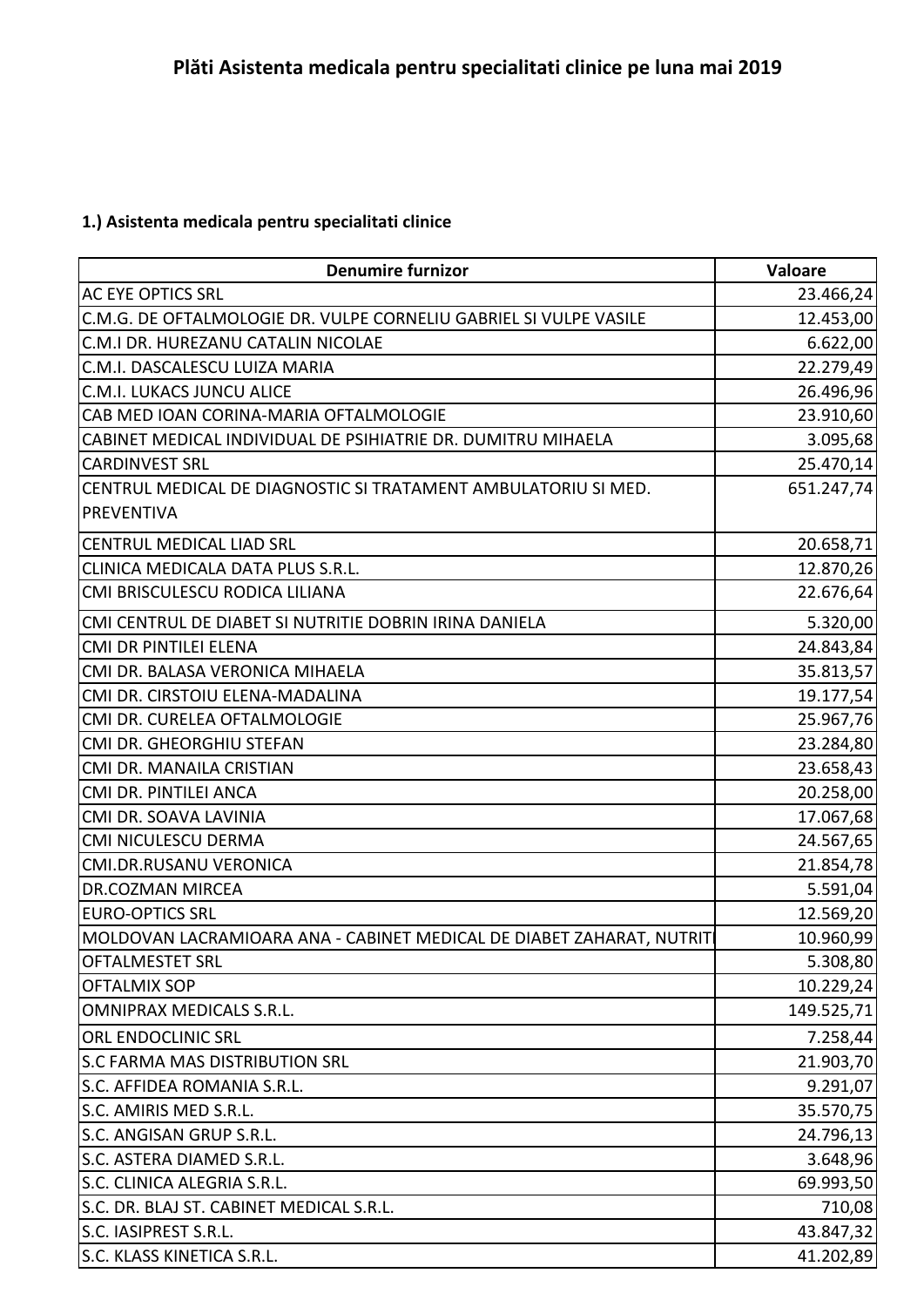# Plăti Asistenta medicala pentru specialitati clinice pe luna mai 2019

**1.) Asistenta medicala pentru specialitati clinice**

| Denumire furnizor | Valoare |
|---|---|
| AC EYE OPTICS SRL | 23.466,24 |
| C.M.G. DE OFTALMOLOGIE DR. VULPE CORNELIU GABRIEL SI VULPE VASILE | 12.453,00 |
| C.M.I DR. HUREZANU CATALIN NICOLAE | 6.622,00 |
| C.M.I. DASCALESCU LUIZA MARIA | 22.279,49 |
| C.M.I. LUKACS JUNCU ALICE | 26.496,96 |
| CAB MED IOAN CORINA-MARIA OFTALMOLOGIE | 23.910,60 |
| CABINET MEDICAL INDIVIDUAL DE PSIHIATRIE DR. DUMITRU MIHAELA | 3.095,68 |
| CARDINVEST SRL | 25.470,14 |
| CENTRUL MEDICAL DE DIAGNOSTIC SI TRATAMENT AMBULATORIU SI MED. PREVENTIVA | 651.247,74 |
| CENTRUL MEDICAL LIAD SRL | 20.658,71 |
| CLINICA MEDICALA DATA PLUS S.R.L. | 12.870,26 |
| CMI BRISCULESCU RODICA LILIANA | 22.676,64 |
| CMI CENTRUL DE DIABET SI NUTRITIE DOBRIN IRINA DANIELA | 5.320,00 |
| CMI DR PINTILEI ELENA | 24.843,84 |
| CMI DR. BALASA VERONICA MIHAELA | 35.813,57 |
| CMI DR. CIRSTOIU ELENA-MADALINA | 19.177,54 |
| CMI DR. CURELEA OFTALMOLOGIE | 25.967,76 |
| CMI DR. GHEORGHIU STEFAN | 23.284,80 |
| CMI DR. MANAILA CRISTIAN | 23.658,43 |
| CMI DR. PINTILEI ANCA | 20.258,00 |
| CMI DR. SOAVA LAVINIA | 17.067,68 |
| CMI NICULESCU DERMA | 24.567,65 |
| CMI.DR.RUSANU VERONICA | 21.854,78 |
| DR.COZMAN MIRCEA | 5.591,04 |
| EURO-OPTICS SRL | 12.569,20 |
| MOLDOVAN LACRAMIOARA ANA - CABINET MEDICAL DE DIABET ZAHARAT, NUTRITI | 10.960,99 |
| OFTALMESTET SRL | 5.308,80 |
| OFTALMIX SOP | 10.229,24 |
| OMNIPRAX MEDICALS S.R.L. | 149.525,71 |
| ORL ENDOCLINIC SRL | 7.258,44 |
| S.C FARMA MAS DISTRIBUTION SRL | 21.903,70 |
| S.C. AFFIDEA ROMANIA S.R.L. | 9.291,07 |
| S.C. AMIRIS MED S.R.L. | 35.570,75 |
| S.C. ANGISAN GRUP S.R.L. | 24.796,13 |
| S.C. ASTERA DIAMED S.R.L. | 3.648,96 |
| S.C. CLINICA ALEGRIA S.R.L. | 69.993,50 |
| S.C. DR. BLAJ ST. CABINET MEDICAL S.R.L. | 710,08 |
| S.C. IASIPREST S.R.L. | 43.847,32 |
| S.C. KLASS KINETICA S.R.L. | 41.202,89 |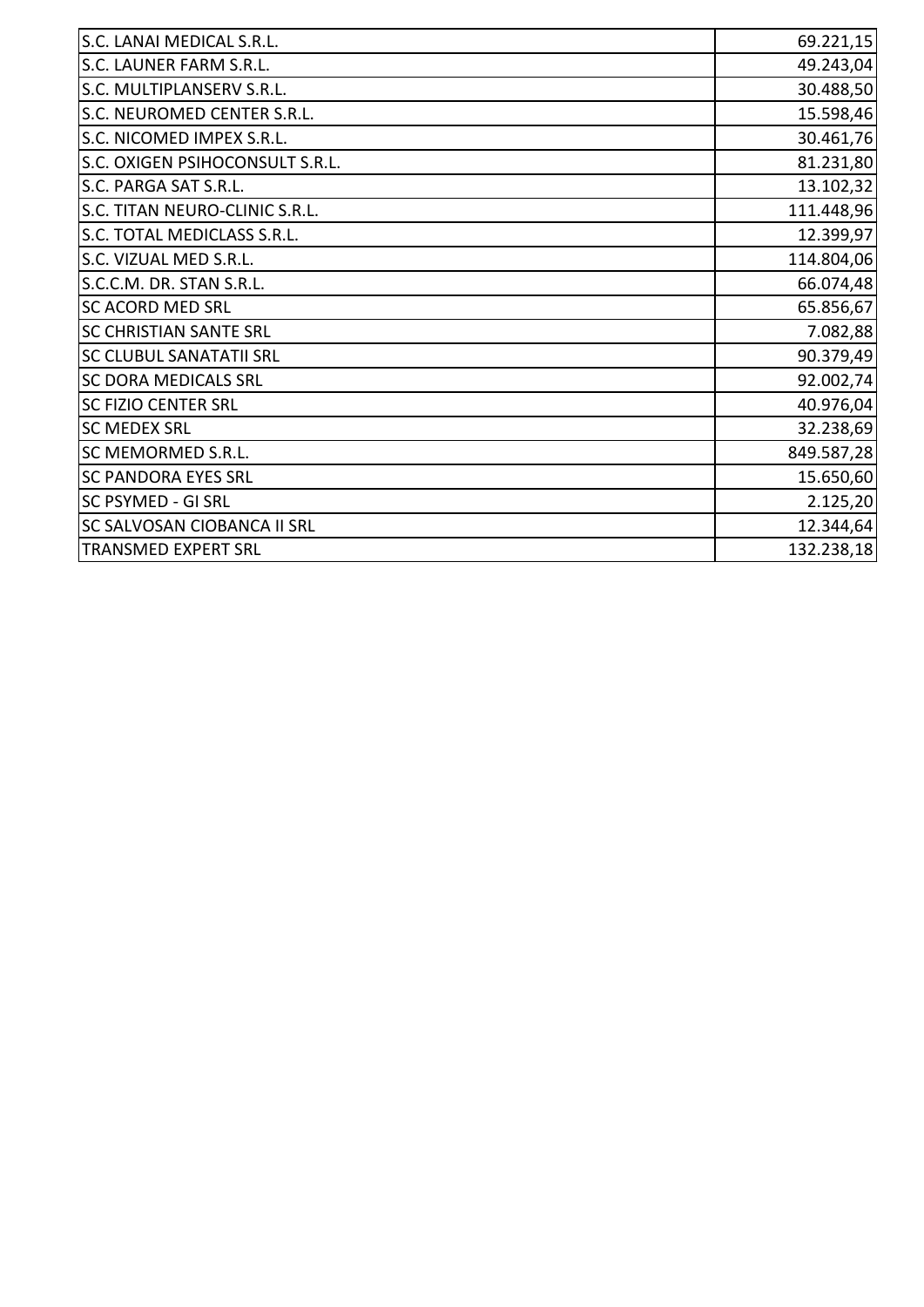| | |
|---|---|
| S.C. LANAI MEDICAL S.R.L. | 69.221,15 |
| S.C. LAUNER FARM S.R.L. | 49.243,04 |
| S.C. MULTIPLANSERV S.R.L. | 30.488,50 |
| S.C. NEUROMED CENTER S.R.L. | 15.598,46 |
| S.C. NICOMED IMPEX S.R.L. | 30.461,76 |
| S.C. OXIGEN PSIHOCONSULT S.R.L. | 81.231,80 |
| S.C. PARGA SAT S.R.L. | 13.102,32 |
| S.C. TITAN NEURO-CLINIC S.R.L. | 111.448,96 |
| S.C. TOTAL MEDICLASS S.R.L. | 12.399,97 |
| S.C. VIZUAL MED S.R.L. | 114.804,06 |
| S.C.C.M. DR. STAN S.R.L. | 66.074,48 |
| SC ACORD MED SRL | 65.856,67 |
| SC CHRISTIAN SANTE SRL | 7.082,88 |
| SC CLUBUL SANATATII SRL | 90.379,49 |
| SC DORA MEDICALS SRL | 92.002,74 |
| SC FIZIO CENTER SRL | 40.976,04 |
| SC MEDEX SRL | 32.238,69 |
| SC MEMORMED S.R.L. | 849.587,28 |
| SC PANDORA EYES SRL | 15.650,60 |
| SC PSYMED - GI SRL | 2.125,20 |
| SC SALVOSAN CIOBANCA II SRL | 12.344,64 |
| TRANSMED EXPERT SRL | 132.238,18 |